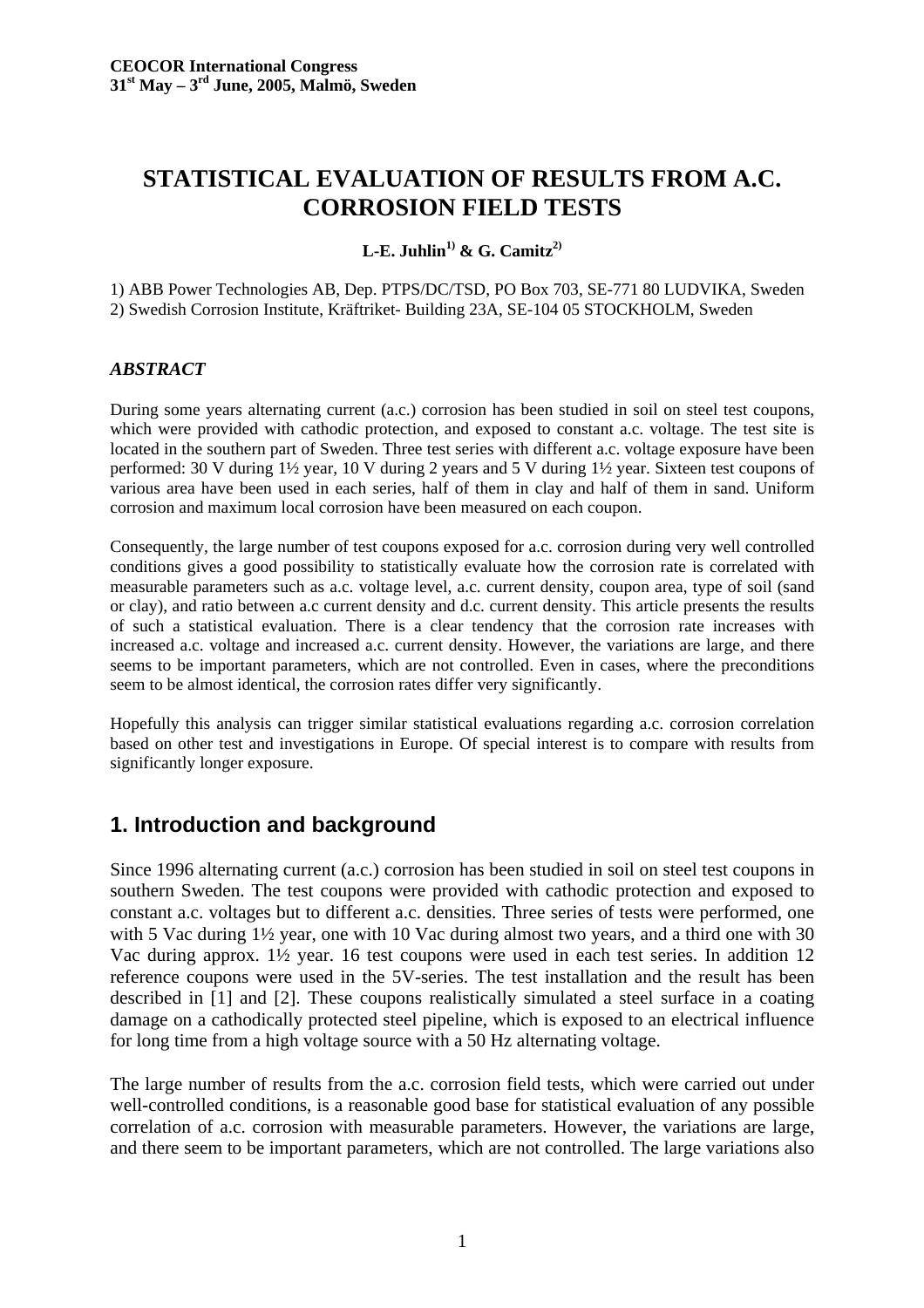CEOCOR International Congress
31st May – 3rd June, 2005, Malmö, Sweden

# STATISTICAL EVALUATION OF RESULTS FROM A.C. CORROSION FIELD TESTS

**L-E. Juhlin[1] & G. Camitz[2]**

1) ABB Power Technologies AB, Dep. PTPS/DC/TSD, PO Box 703, SE-771 80 LUDVIKA, Sweden
2) Swedish Corrosion Institute, Kräftriket- Building 23A, SE-104 05 STOCKHOLM, Sweden

### *ABSTRACT*

During some years alternating current (a.c.) corrosion has been studied in soil on steel test coupons, which were provided with cathodic protection, and exposed to constant a.c. voltage. The test site is located in the southern part of Sweden. Three test series with different a.c. voltage exposure have been performed: 30 V during 1½ year, 10 V during 2 years and 5 V during 1½ year. Sixteen test coupons of various area have been used in each series, half of them in clay and half of them in sand. Uniform corrosion and maximum local corrosion have been measured on each coupon.

Consequently, the large number of test coupons exposed for a.c. corrosion during very well controlled conditions gives a good possibility to statistically evaluate how the corrosion rate is correlated with measurable parameters such as a.c. voltage level, a.c. current density, coupon area, type of soil (sand or clay), and ratio between a.c current density and d.c. current density. This article presents the results of such a statistical evaluation. There is a clear tendency that the corrosion rate increases with increased a.c. voltage and increased a.c. current density. However, the variations are large, and there seems to be important parameters, which are not controlled. Even in cases, where the preconditions seem to be almost identical, the corrosion rates differ very significantly.

Hopefully this analysis can trigger similar statistical evaluations regarding a.c. corrosion correlation based on other test and investigations in Europe. Of special interest is to compare with results from significantly longer exposure.

## 1. Introduction and background

Since 1996 alternating current (a.c.) corrosion has been studied in soil on steel test coupons in southern Sweden. The test coupons were provided with cathodic protection and exposed to constant a.c. voltages but to different a.c. densities. Three series of tests were performed, one with 5 Vac during 1½ year, one with 10 Vac during almost two years, and a third one with 30 Vac during approx. 1½ year. 16 test coupons were used in each test series. In addition 12 reference coupons were used in the 5V-series. The test installation and the result has been described in [1] and [2]. These coupons realistically simulated a steel surface in a coating damage on a cathodically protected steel pipeline, which is exposed to an electrical influence for long time from a high voltage source with a 50 Hz alternating voltage.

The large number of results from the a.c. corrosion field tests, which were carried out under well-controlled conditions, is a reasonable good base for statistical evaluation of any possible correlation of a.c. corrosion with measurable parameters. However, the variations are large, and there seem to be important parameters, which are not controlled. The large variations also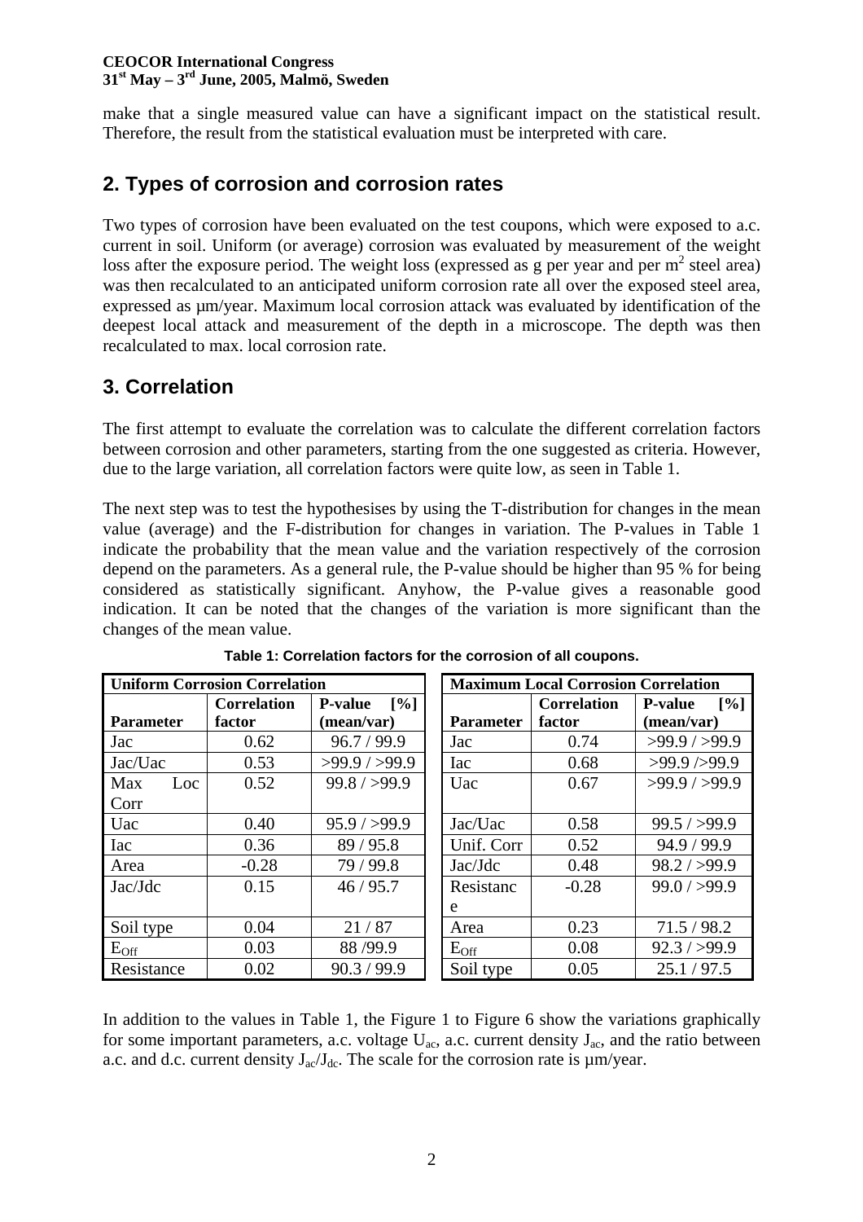make that a single measured value can have a significant impact on the statistical result. Therefore, the result from the statistical evaluation must be interpreted with care.

## 2. Types of corrosion and corrosion rates

Two types of corrosion have been evaluated on the test coupons, which were exposed to a.c. current in soil. Uniform (or average) corrosion was evaluated by measurement of the weight loss after the exposure period. The weight loss (expressed as g per year and per $m^2$ steel area) was then recalculated to an anticipated uniform corrosion rate all over the exposed steel area, expressed as µm/year. Maximum local corrosion attack was evaluated by identification of the deepest local attack and measurement of the depth in a microscope. The depth was then recalculated to max. local corrosion rate.

## 3. Correlation

The first attempt to evaluate the correlation was to calculate the different correlation factors between corrosion and other parameters, starting from the one suggested as criteria. However, due to the large variation, all correlation factors were quite low, as seen in Table 1.

The next step was to test the hypothesises by using the T-distribution for changes in the mean value (average) and the F-distribution for changes in variation. The P-values in Table 1 indicate the probability that the mean value and the variation respectively of the corrosion depend on the parameters. As a general rule, the P-value should be higher than 95 % for being considered as statistically significant. Anyhow, the P-value gives a reasonable good indication. It can be noted that the changes of the variation is more significant than the changes of the mean value.

**Table 1: Correlation factors for the corrosion of all coupons.**

| Uniform Corrosion Correlation | | |
|---|---|---|
| **Parameter** | **Correlation factor** | **P-value [%] (mean/var)** |
| Jac | 0.62 | 96.7 / 99.9 |
| Jac/Uac | 0.53 | >99.9 / >99.9 |
| Max Loc Corr | 0.52 | 99.8 / >99.9 |
| Uac | 0.40 | 95.9 / >99.9 |
| Iac | 0.36 | 89 / 95.8 |
| Area | -0.28 | 79 / 99.8 |
| Jac/Jdc | 0.15 | 46 / 95.7 |
| Soil type | 0.04 | 21 / 87 |
| $E_{Off}$ | 0.03 | 88 /99.9 |
| Resistance | 0.02 | 90.3 / 99.9 |

| Maximum Local Corrosion Correlation | | |
|---|---|---|
| **Parameter** | **Correlation factor** | **P-value [%] (mean/var)** |
| Jac | 0.74 | >99.9 / >99.9 |
| Iac | 0.68 | >99.9 />99.9 |
| Uac | 0.67 | >99.9 / >99.9 |
| Jac/Uac | 0.58 | 99.5 / >99.9 |
| Unif. Corr | 0.52 | 94.9 / 99.9 |
| Jac/Jdc | 0.48 | 98.2 / >99.9 |
| Resistance | -0.28 | 99.0 / >99.9 |
| Area | 0.23 | 71.5 / 98.2 |
| $E_{Off}$ | 0.08 | 92.3 / >99.9 |
| Soil type | 0.05 | 25.1 / 97.5 |

In addition to the values in Table 1, the Figure 1 to Figure 6 show the variations graphically for some important parameters, a.c. voltage $U_{ac}$, a.c. current density $J_{ac}$, and the ratio between a.c. and d.c. current density $J_{ac}/J_{dc}$. The scale for the corrosion rate is µm/year.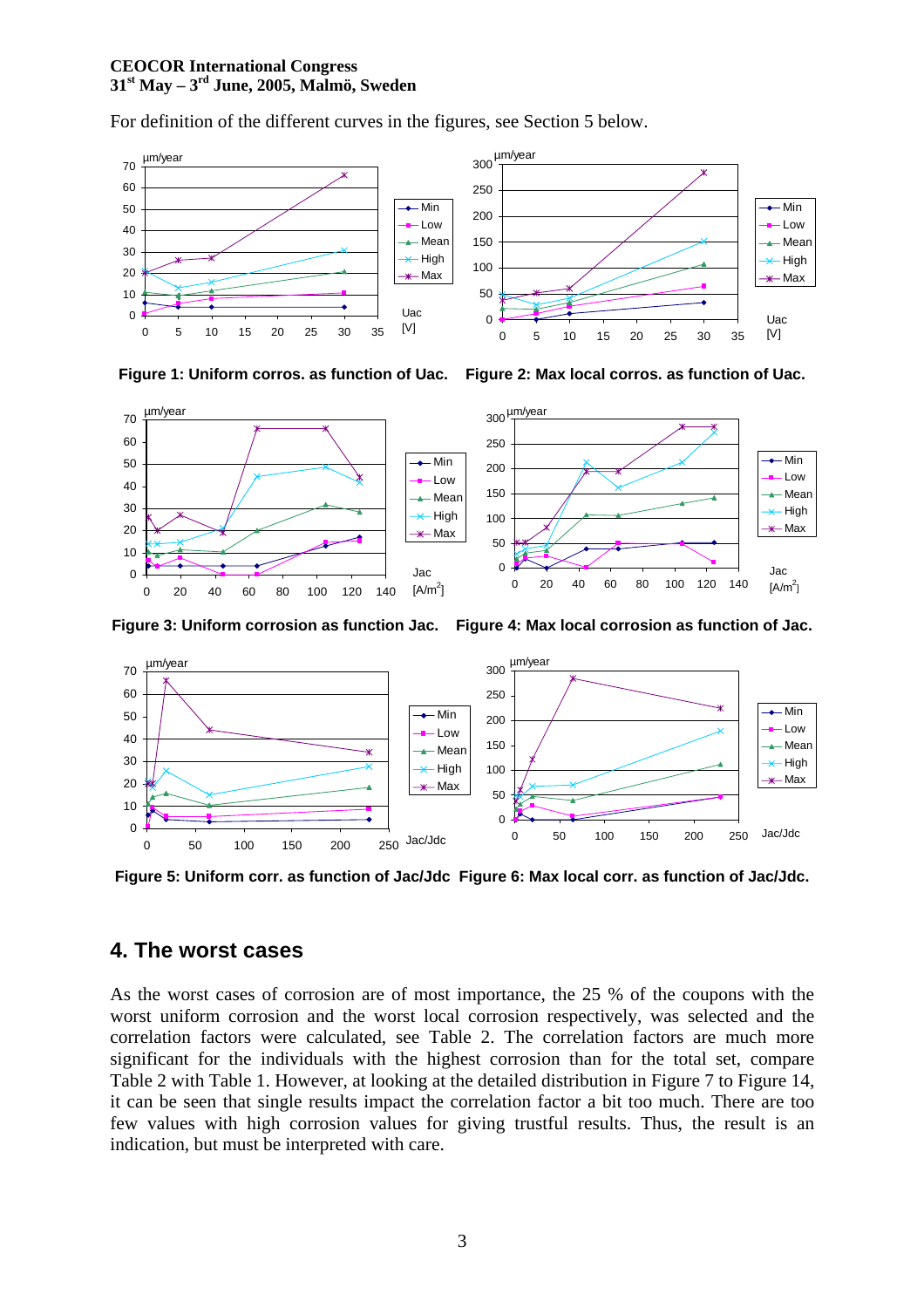For definition of the different curves in the figures, see Section 5 below.

µm/year
70
60
50
40
30
20
10
0
0 5 10 15 20 25 30 35
Uac [V]
Min
Low
Mean
High
Max

µm/year
300
250
200
150
100
50
0
0 5 10 15 20 25 30 35
Uac [V]
Min
Low
Mean
High
Max

**Figure 1: Uniform corros. as function of Uac.** **Figure 2: Max local corros. as function of Uac.**

µm/year
70
60
50
40
30
20
10
0
0 20 40 60 80 100 120 140
Jac [A/m²]
Min
Low
Mean
High
Max

µm/year
300
250
200
150
100
50
0
0 20 40 60 80 100 120 140
Jac [A/m²]
Min
Low
Mean
High
Max

**Figure 3: Uniform corrosion as function Jac.** **Figure 4: Max local corrosion as function of Jac.**

µm/year
70
60
50
40
30
20
10
0
0 50 100 150 200 250
Jac/Jdc
Min
Low
Mean
High
Max

µm/year
300
250
200
150
100
50
0
0 50 100 150 200 250
Jac/Jdc
Min
Low
Mean
High
Max

**Figure 5: Uniform corr. as function of Jac/Jdc** **Figure 6: Max local corr. as function of Jac/Jdc.**

## 4. The worst cases

As the worst cases of corrosion are of most importance, the 25 % of the coupons with the worst uniform corrosion and the worst local corrosion respectively, was selected and the correlation factors were calculated, see Table 2. The correlation factors are much more significant for the individuals with the highest corrosion than for the total set, compare Table 2 with Table 1. However, at looking at the detailed distribution in Figure 7 to Figure 14, it can be seen that single results impact the correlation factor a bit too much. There are too few values with high corrosion values for giving trustful results. Thus, the result is an indication, but must be interpreted with care.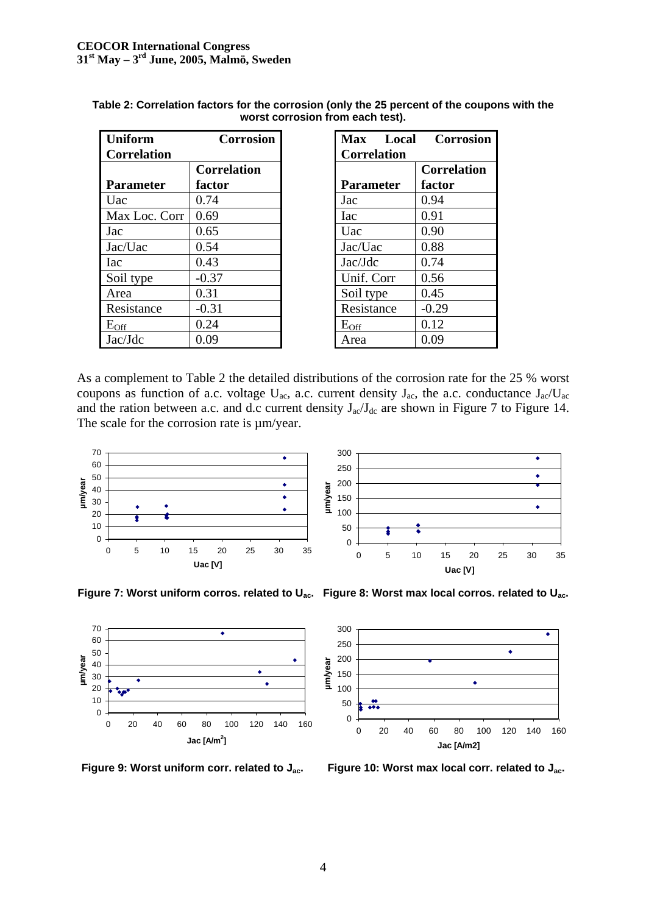**Table 2: Correlation factors for the corrosion (only the 25 percent of the coupons with the worst corrosion from each test).**

| Uniform Corrosion Correlation | |
|---|---|
| **Parameter** | **Correlation factor** |
| Uac | 0.74 |
| Max Loc. Corr | 0.69 |
| Jac | 0.65 |
| Jac/Uac | 0.54 |
| Iac | 0.43 |
| Soil type | -0.37 |
| Area | 0.31 |
| Resistance | -0.31 |
| $E_{Off}$ | 0.24 |
| Jac/Jdc | 0.09 |

| Max Local Corrosion Correlation | |
|---|---|
| **Parameter** | **Correlation factor** |
| Jac | 0.94 |
| Iac | 0.91 |
| Uac | 0.90 |
| Jac/Uac | 0.88 |
| Jac/Jdc | 0.74 |
| Unif. Corr | 0.56 |
| Soil type | 0.45 |
| Resistance | -0.29 |
| $E_{Off}$ | 0.12 |
| Area | 0.09 |

As a complement to Table 2 the detailed distributions of the corrosion rate for the 25 % worst coupons as function of a.c. voltage $U_{ac}$, a.c. current density $J_{ac}$, the a.c. conductance $J_{ac}/U_{ac}$ and the ration between a.c. and d.c current density $J_{ac}/J_{dc}$ are shown in Figure 7 to Figure 14. The scale for the corrosion rate is µm/year.

µm/year
0 10 20 30 40 50 60 70
0 5 10 15 20 25 30 35
Uac [V]

Figure 7: Worst uniform corros. related to $U_{ac}$.

µm/year
0 50 100 150 200 250 300
0 5 10 15 20 25 30 35
Uac [V]

Figure 8: Worst max local corros. related to $U_{ac}$.

µm/year
0 10 20 30 40 50 60 70
0 20 40 60 80 100 120 140 160
Jac [A/m$^2$]

Figure 9: Worst uniform corr. related to $J_{ac}$.

µm/year
0 50 100 150 200 250 300
0 20 40 60 80 100 120 140 160
Jac [A/m2]

Figure 10: Worst max local corr. related to $J_{ac}$.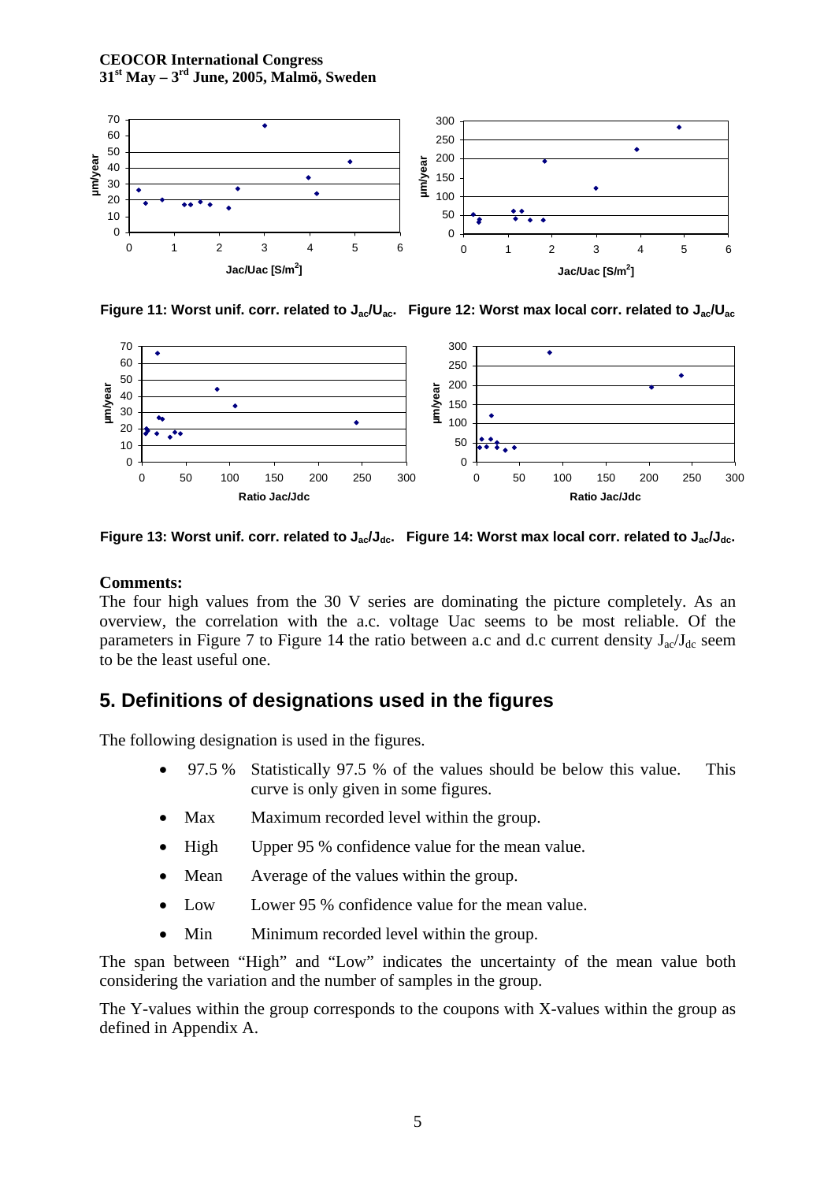70
60
50
40
30
20
10
0
µm/year
0 1 2 3 4 5 6
Jac/Uac [S/m²]

300
250
200
150
100
50
0
µm/year
0 1 2 3 4 5 6
Jac/Uac [S/m²]

**Figure 11: Worst unif. corr. related to $J_{ac}/U_{ac}$. Figure 12: Worst max local corr. related to $J_{ac}/U_{ac}$**

70
60
50
40
30
20
10
0
µm/year
0 50 100 150 200 250 300
Ratio Jac/Jdc

300
250
200
150
100
50
0
µm/year
0 50 100 150 200 250 300
Ratio Jac/Jdc

**Figure 13: Worst unif. corr. related to $J_{ac}/J_{dc}$. Figure 14: Worst max local corr. related to $J_{ac}/J_{dc}$.**

**Comments:**

The four high values from the 30 V series are dominating the picture completely. As an overview, the correlation with the a.c. voltage Uac seems to be most reliable. Of the parameters in Figure 7 to Figure 14 the ratio between a.c and d.c current density $J_{ac}/J_{dc}$ seem to be the least useful one.

## 5. Definitions of designations used in the figures

The following designation is used in the figures.

- 97.5 % Statistically 97.5 % of the values should be below this value. This curve is only given in some figures.
- Max Maximum recorded level within the group.
- High Upper 95 % confidence value for the mean value.
- Mean Average of the values within the group.
- Low Lower 95 % confidence value for the mean value.
- Min Minimum recorded level within the group.

The span between "High" and "Low" indicates the uncertainty of the mean value both considering the variation and the number of samples in the group.

The Y-values within the group corresponds to the coupons with X-values within the group as defined in Appendix A.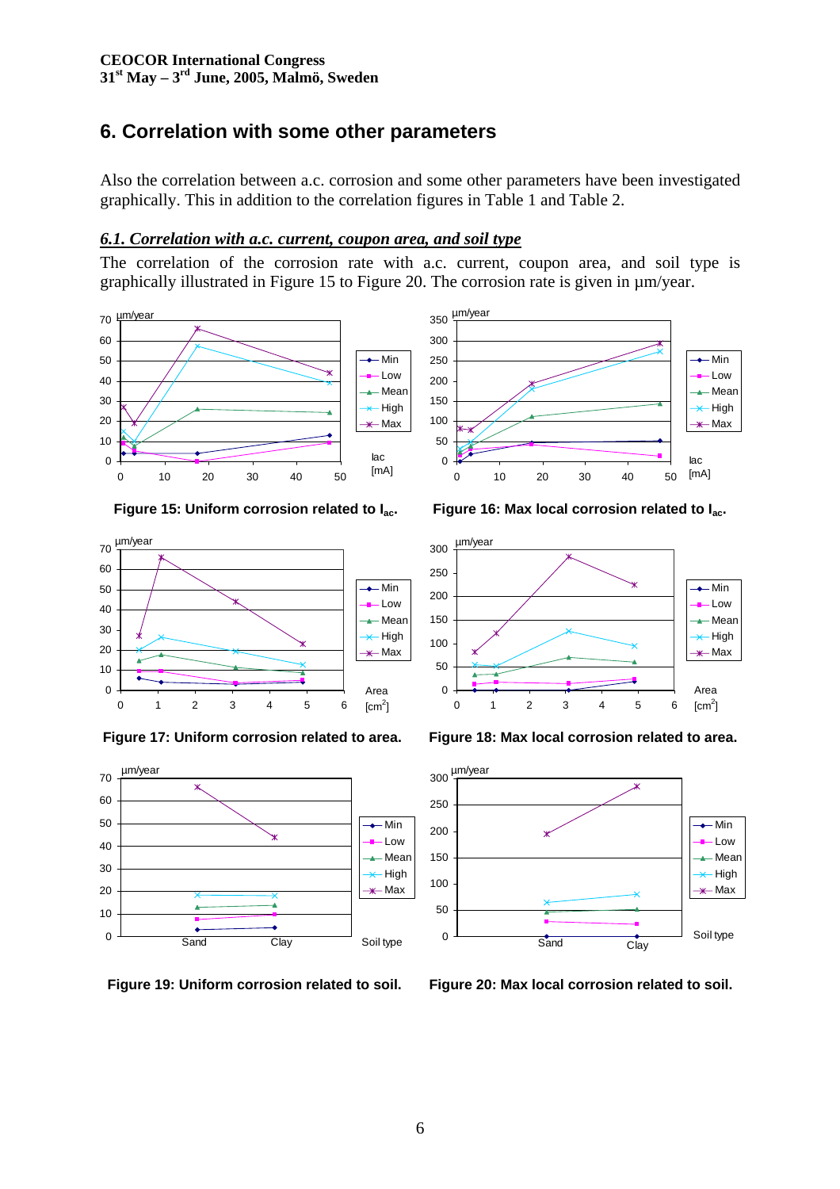# 6. Correlation with some other parameters

Also the correlation between a.c. corrosion and some other parameters have been investigated graphically. This in addition to the correlation figures in Table 1 and Table 2.

## *6.1. Correlation with a.c. current, coupon area, and soil type*

The correlation of the corrosion rate with a.c. current, coupon area, and soil type is graphically illustrated in Figure 15 to Figure 20. The corrosion rate is given in µm/year.

µm/year
70
60
50
40
30
20
10
0
0 10 20 30 40 50
Iac [mA]
Min
Low
Mean
High
Max

**Figure 15: Uniform corrosion related to $I_{ac}$.**

µm/year
350
300
250
200
150
100
50
0
0 10 20 30 40 50
Iac [mA]
Min
Low
Mean
High
Max

**Figure 16: Max local corrosion related to $I_{ac}$.**

µm/year
70
60
50
40
30
20
10
0
0 1 2 3 4 5 6
Area [cm$^2$]
Min
Low
Mean
High
Max

**Figure 17: Uniform corrosion related to area.**

µm/year
300
250
200
150
100
50
0
0 1 2 3 4 5 6
Area [cm$^2$]
Min
Low
Mean
High
Max

**Figure 18: Max local corrosion related to area.**

µm/year
70
60
50
40
30
20
10
0
Sand Clay
Soil type
Min
Low
Mean
High
Max

**Figure 19: Uniform corrosion related to soil.**

µm/year
300
250
200
150
100
50
0
Sand Clay
Soil type
Min
Low
Mean
High
Max

**Figure 20: Max local corrosion related to soil.**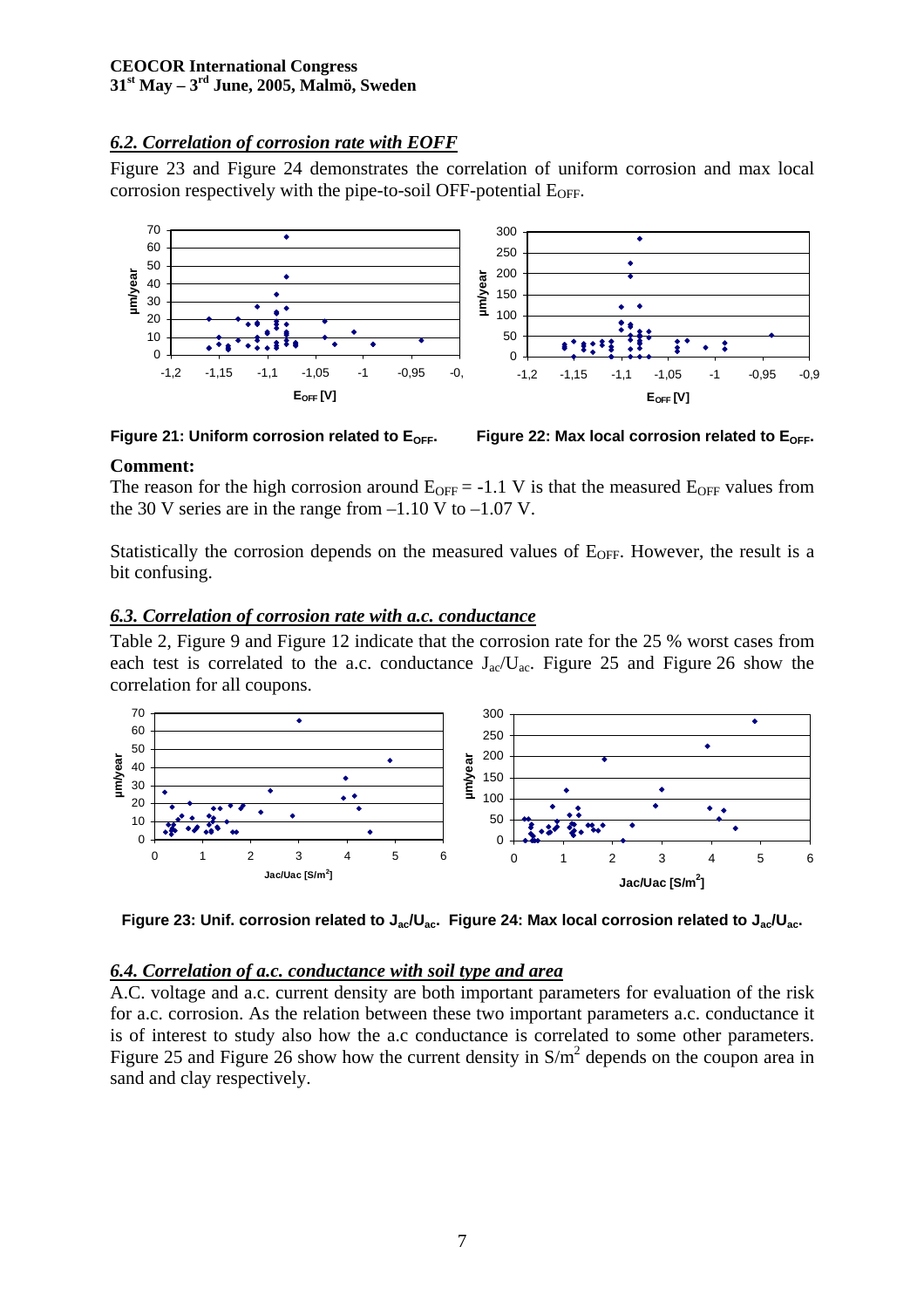### *6.2. Correlation of corrosion rate with EOFF*

Figure 23 and Figure 24 demonstrates the correlation of uniform corrosion and max local corrosion respectively with the pipe-to-soil OFF-potential $E_{OFF}$.

70
60
50
40
30
20
10
0
µm/year
-1,2 -1,15 -1,1 -1,05 -1 -0,95 -0,
$E_{OFF}$ [V]

300
250
200
150
100
50
0
µm/year
-1,2 -1,15 -1,1 -1,05 -1 -0,95 -0,9
$E_{OFF}$ [V]

**Figure 21: Uniform corrosion related to $E_{OFF}$.** **Figure 22: Max local corrosion related to $E_{OFF}$.**

**Comment:**

The reason for the high corrosion around $E_{OFF}$ = -1.1 V is that the measured $E_{OFF}$ values from the 30 V series are in the range from –1.10 V to –1.07 V.

Statistically the corrosion depends on the measured values of $E_{OFF}$. However, the result is a bit confusing.

### *6.3. Correlation of corrosion rate with a.c. conductance*

Table 2, Figure 9 and Figure 12 indicate that the corrosion rate for the 25 % worst cases from each test is correlated to the a.c. conductance $J_{ac}/U_{ac}$. Figure 25 and Figure 26 show the correlation for all coupons.

70
60
50
40
30
20
10
0
µm/year
0 1 2 3 4 5 6
Jac/Uac [S/m$^2$]

300
250
200
150
100
50
0
µm/year
0 1 2 3 4 5 6
Jac/Uac [S/m$^2$]

**Figure 23: Unif. corrosion related to $J_{ac}/U_{ac}$. Figure 24: Max local corrosion related to $J_{ac}/U_{ac}$.**

### *6.4. Correlation of a.c. conductance with soil type and area*

A.C. voltage and a.c. current density are both important parameters for evaluation of the risk for a.c. corrosion. As the relation between these two important parameters a.c. conductance it is of interest to study also how the a.c conductance is correlated to some other parameters. Figure 25 and Figure 26 show how the current density in S/m$^2$ depends on the coupon area in sand and clay respectively.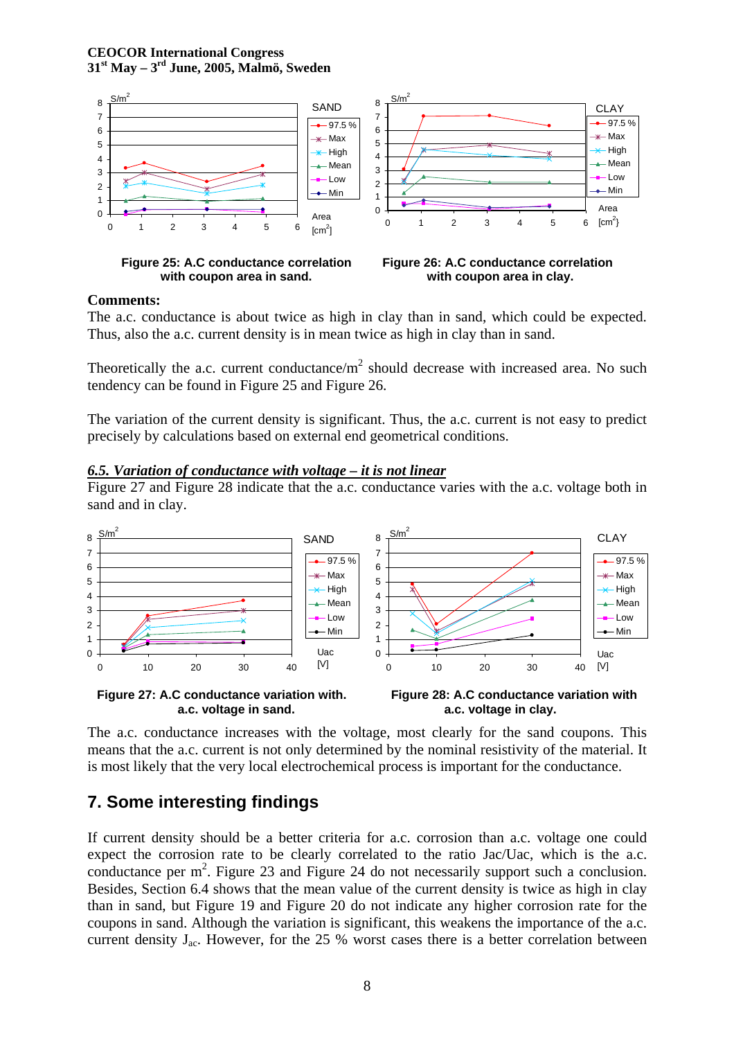8 S/m$^2$
7
6
5
4
3
2
1
0
0 1 2 3 4 5 6
SAND
97.5 %
Max
High
Mean
Low
Min
Area [cm$^2$]

8 S/m$^2$
7
6
5
4
3
2
1
0
0 1 2 3 4 5 6
CLAY
97.5 %
Max
High
Mean
Low
Min
Area [cm$^2$}

**Figure 25: A.C conductance correlation with coupon area in sand.**

**Figure 26: A.C conductance correlation with coupon area in clay.**

**Comments:**

The a.c. conductance is about twice as high in clay than in sand, which could be expected. Thus, also the a.c. current density is in mean twice as high in clay than in sand.

Theoretically the a.c. current conductance/m$^2$ should decrease with increased area. No such tendency can be found in Figure 25 and Figure 26.

The variation of the current density is significant. Thus, the a.c. current is not easy to predict precisely by calculations based on external end geometrical conditions.

### *6.5. Variation of conductance with voltage – it is not linear*

Figure 27 and Figure 28 indicate that the a.c. conductance varies with the a.c. voltage both in sand and in clay.

8 S/m$^2$
7
6
5
4
3
2
1
0
0 10 20 30 40
SAND
97.5 %
Max
High
Mean
Low
Min
Uac [V]

8 S/m$^2$
7
6
5
4
3
2
1
0
0 10 20 30 40
CLAY
97.5 %
Max
High
Mean
Low
Min
Uac [V]

**Figure 27: A.C conductance variation with. a.c. voltage in sand.**

**Figure 28: A.C conductance variation with a.c. voltage in clay.**

The a.c. conductance increases with the voltage, most clearly for the sand coupons. This means that the a.c. current is not only determined by the nominal resistivity of the material. It is most likely that the very local electrochemical process is important for the conductance.

## 7. Some interesting findings

If current density should be a better criteria for a.c. corrosion than a.c. voltage one could expect the corrosion rate to be clearly correlated to the ratio Jac/Uac, which is the a.c. conductance per m$^2$. Figure 23 and Figure 24 do not necessarily support such a conclusion. Besides, Section 6.4 shows that the mean value of the current density is twice as high in clay than in sand, but Figure 19 and Figure 20 do not indicate any higher corrosion rate for the coupons in sand. Although the variation is significant, this weakens the importance of the a.c. current density $J_{ac}$. However, for the 25 % worst cases there is a better correlation between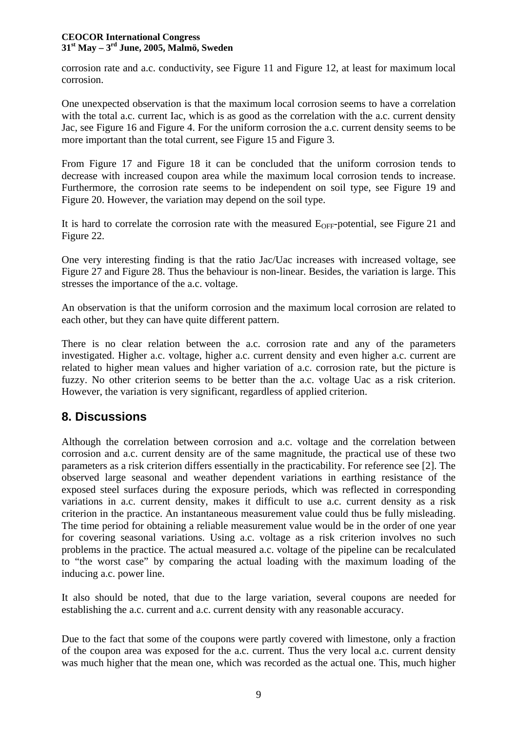corrosion rate and a.c. conductivity, see Figure 11 and Figure 12, at least for maximum local corrosion.

One unexpected observation is that the maximum local corrosion seems to have a correlation with the total a.c. current Iac, which is as good as the correlation with the a.c. current density Jac, see Figure 16 and Figure 4. For the uniform corrosion the a.c. current density seems to be more important than the total current, see Figure 15 and Figure 3.

From Figure 17 and Figure 18 it can be concluded that the uniform corrosion tends to decrease with increased coupon area while the maximum local corrosion tends to increase. Furthermore, the corrosion rate seems to be independent on soil type, see Figure 19 and Figure 20. However, the variation may depend on the soil type.

It is hard to correlate the corrosion rate with the measured $E_{OFF}$-potential, see Figure 21 and Figure 22.

One very interesting finding is that the ratio Jac/Uac increases with increased voltage, see Figure 27 and Figure 28. Thus the behaviour is non-linear. Besides, the variation is large. This stresses the importance of the a.c. voltage.

An observation is that the uniform corrosion and the maximum local corrosion are related to each other, but they can have quite different pattern.

There is no clear relation between the a.c. corrosion rate and any of the parameters investigated. Higher a.c. voltage, higher a.c. current density and even higher a.c. current are related to higher mean values and higher variation of a.c. corrosion rate, but the picture is fuzzy. No other criterion seems to be better than the a.c. voltage Uac as a risk criterion. However, the variation is very significant, regardless of applied criterion.

## 8. Discussions

Although the correlation between corrosion and a.c. voltage and the correlation between corrosion and a.c. current density are of the same magnitude, the practical use of these two parameters as a risk criterion differs essentially in the practicability. For reference see [2]. The observed large seasonal and weather dependent variations in earthing resistance of the exposed steel surfaces during the exposure periods, which was reflected in corresponding variations in a.c. current density, makes it difficult to use a.c. current density as a risk criterion in the practice. An instantaneous measurement value could thus be fully misleading. The time period for obtaining a reliable measurement value would be in the order of one year for covering seasonal variations. Using a.c. voltage as a risk criterion involves no such problems in the practice. The actual measured a.c. voltage of the pipeline can be recalculated to "the worst case" by comparing the actual loading with the maximum loading of the inducing a.c. power line.

It also should be noted, that due to the large variation, several coupons are needed for establishing the a.c. current and a.c. current density with any reasonable accuracy.

Due to the fact that some of the coupons were partly covered with limestone, only a fraction of the coupon area was exposed for the a.c. current. Thus the very local a.c. current density was much higher that the mean one, which was recorded as the actual one. This, much higher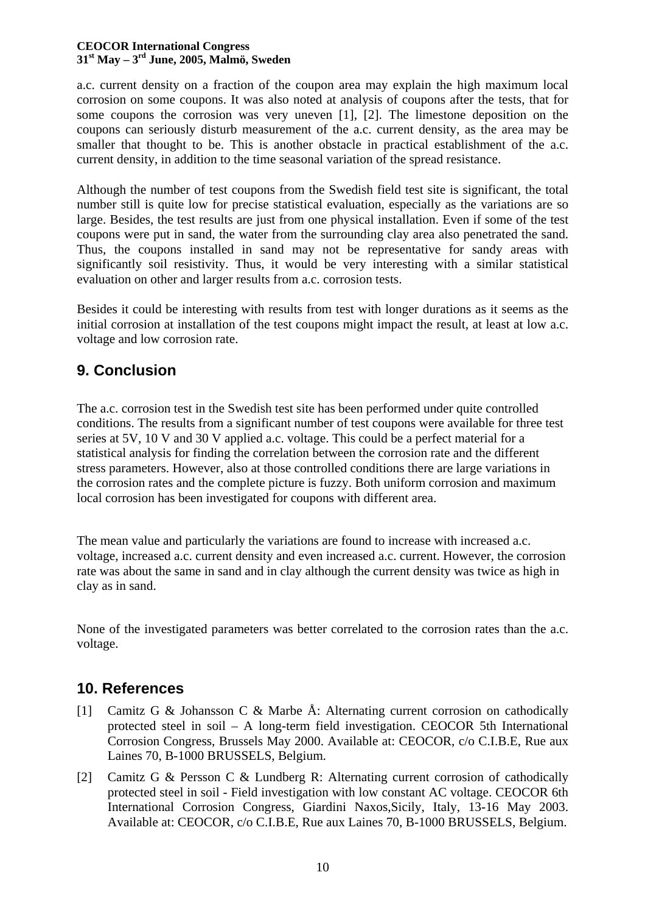a.c. current density on a fraction of the coupon area may explain the high maximum local corrosion on some coupons. It was also noted at analysis of coupons after the tests, that for some coupons the corrosion was very uneven [1], [2]. The limestone deposition on the coupons can seriously disturb measurement of the a.c. current density, as the area may be smaller that thought to be. This is another obstacle in practical establishment of the a.c. current density, in addition to the time seasonal variation of the spread resistance.

Although the number of test coupons from the Swedish field test site is significant, the total number still is quite low for precise statistical evaluation, especially as the variations are so large. Besides, the test results are just from one physical installation. Even if some of the test coupons were put in sand, the water from the surrounding clay area also penetrated the sand. Thus, the coupons installed in sand may not be representative for sandy areas with significantly soil resistivity. Thus, it would be very interesting with a similar statistical evaluation on other and larger results from a.c. corrosion tests.

Besides it could be interesting with results from test with longer durations as it seems as the initial corrosion at installation of the test coupons might impact the result, at least at low a.c. voltage and low corrosion rate.

## 9. Conclusion

The a.c. corrosion test in the Swedish test site has been performed under quite controlled conditions. The results from a significant number of test coupons were available for three test series at 5V, 10 V and 30 V applied a.c. voltage. This could be a perfect material for a statistical analysis for finding the correlation between the corrosion rate and the different stress parameters. However, also at those controlled conditions there are large variations in the corrosion rates and the complete picture is fuzzy. Both uniform corrosion and maximum local corrosion has been investigated for coupons with different area.

The mean value and particularly the variations are found to increase with increased a.c. voltage, increased a.c. current density and even increased a.c. current. However, the corrosion rate was about the same in sand and in clay although the current density was twice as high in clay as in sand.

None of the investigated parameters was better correlated to the corrosion rates than the a.c. voltage.

## 10. References

[1] Camitz G & Johansson C & Marbe Å: Alternating current corrosion on cathodically protected steel in soil – A long-term field investigation. CEOCOR 5th International Corrosion Congress, Brussels May 2000. Available at: CEOCOR, c/o C.I.B.E, Rue aux Laines 70, B-1000 BRUSSELS, Belgium.

[2] Camitz G & Persson C & Lundberg R: Alternating current corrosion of cathodically protected steel in soil - Field investigation with low constant AC voltage. CEOCOR 6th International Corrosion Congress, Giardini Naxos,Sicily, Italy, 13-16 May 2003. Available at: CEOCOR, c/o C.I.B.E, Rue aux Laines 70, B-1000 BRUSSELS, Belgium.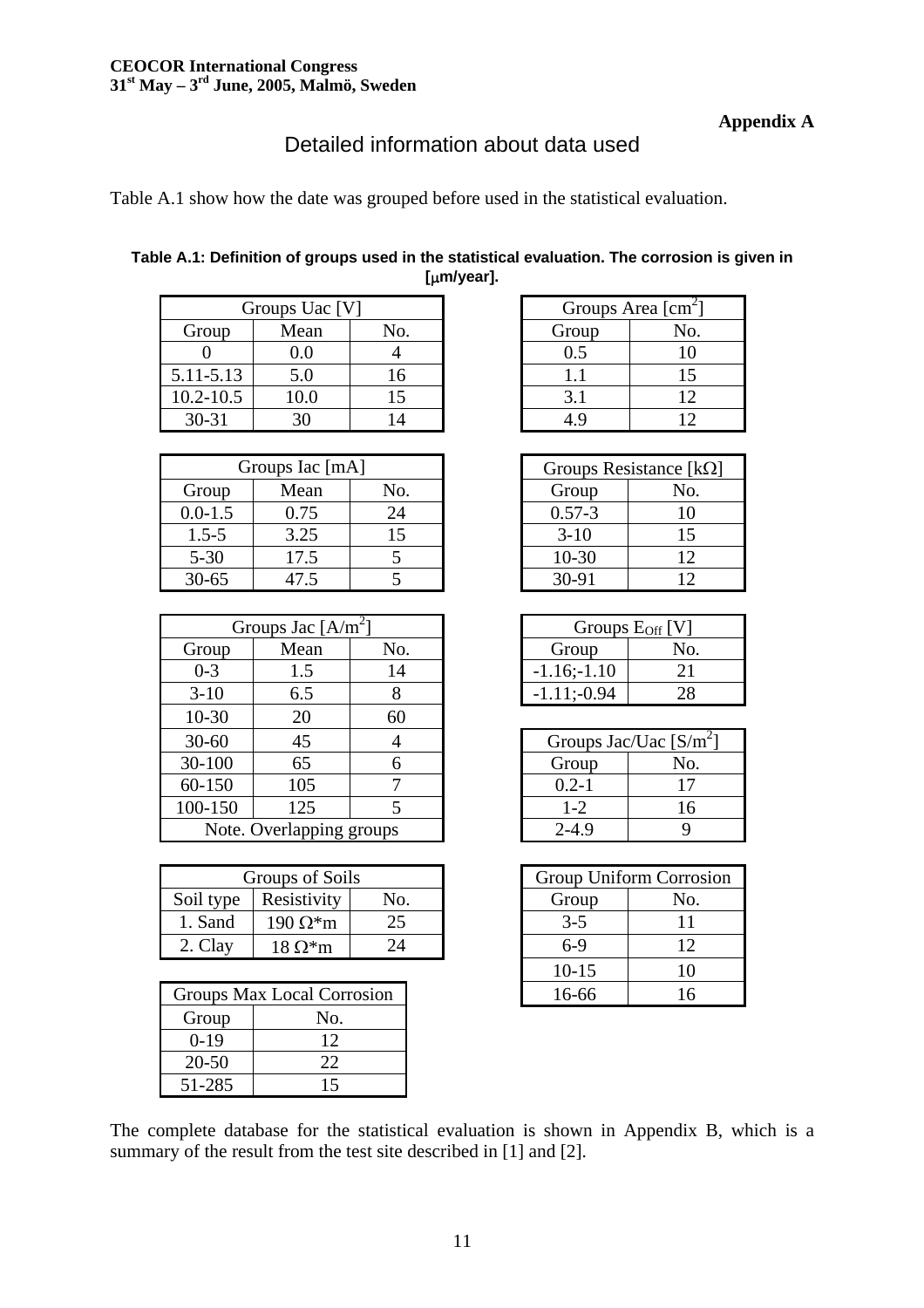**Appendix A**

# Detailed information about data used

Table A.1 show how the date was grouped before used in the statistical evaluation.

**Table A.1: Definition of groups used in the statistical evaluation. The corrosion is given in [μm/year].**

| Groups Uac [V] | | |
|---|---|---|
| Group | Mean | No. |
| 0 | 0.0 | 4 |
| 5.11-5.13 | 5.0 | 16 |
| 10.2-10.5 | 10.0 | 15 |
| 30-31 | 30 | 14 |

| Groups Area [cm$^2$] | |
|---|---|
| Group | No. |
| 0.5 | 10 |
| 1.1 | 15 |
| 3.1 | 12 |
| 4.9 | 12 |

| Groups Iac [mA] | | |
|---|---|---|
| Group | Mean | No. |
| 0.0-1.5 | 0.75 | 24 |
| 1.5-5 | 3.25 | 15 |
| 5-30 | 17.5 | 5 |
| 30-65 | 47.5 | 5 |

| Groups Resistance [kΩ] | |
|---|---|
| Group | No. |
| 0.57-3 | 10 |
| 3-10 | 15 |
| 10-30 | 12 |
| 30-91 | 12 |

| Groups Jac [A/m$^2$] | | |
|---|---|---|
| Group | Mean | No. |
| 0-3 | 1.5 | 14 |
| 3-10 | 6.5 | 8 |
| 10-30 | 20 | 60 |
| 30-60 | 45 | 4 |
| 30-100 | 65 | 6 |
| 60-150 | 105 | 7 |
| 100-150 | 125 | 5 |
| Note. Overlapping groups | | |

| Groups $E_{Off}$ [V] | |
|---|---|
| Group | No. |
| -1.16;-1.10 | 21 |
| -1.11;-0.94 | 28 |

| Groups Jac/Uac [S/m$^2$] | |
|---|---|
| Group | No. |
| 0.2-1 | 17 |
| 1-2 | 16 |
| 2-4.9 | 9 |

| Groups of Soils | | |
|---|---|---|
| Soil type | Resistivity | No. |
| 1. Sand | 190 Ω*m | 25 |
| 2. Clay | 18 Ω*m | 24 |

| Group Uniform Corrosion | |
|---|---|
| Group | No. |
| 3-5 | 11 |
| 6-9 | 12 |
| 10-15 | 10 |
| 16-66 | 16 |

| Groups Max Local Corrosion | |
|---|---|
| Group | No. |
| 0-19 | 12 |
| 20-50 | 22 |
| 51-285 | 15 |

The complete database for the statistical evaluation is shown in Appendix B, which is a summary of the result from the test site described in [1] and [2].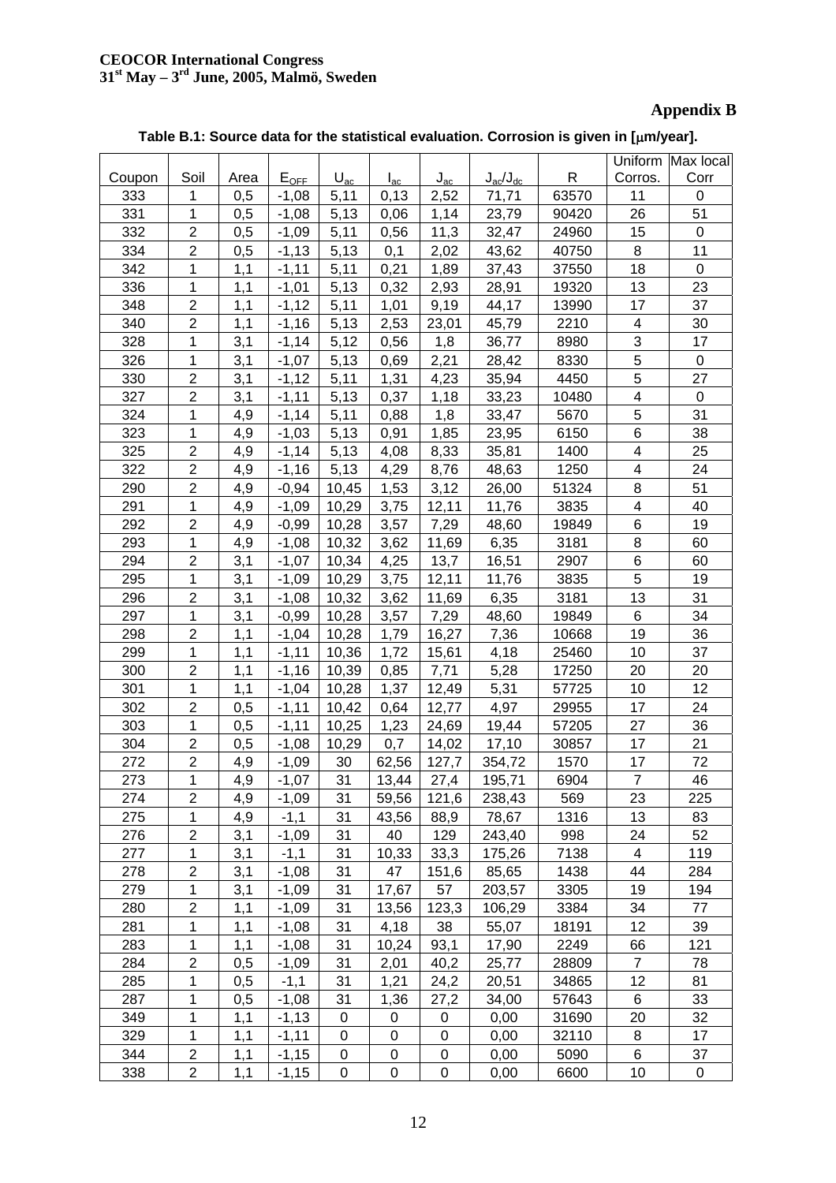## Appendix B

**Table B.1: Source data for the statistical evaluation. Corrosion is given in [μm/year].**

| Coupon | Soil | Area | $E_{OFF}$ | $U_{ac}$ | $I_{ac}$ | $J_{ac}$ | $J_{ac}/J_{dc}$ | R | Uniform Corros. | Max local Corr |
|---|---|---|---|---|---|---|---|---|---|---|
| 333 | 1 | 0,5 | -1,08 | 5,11 | 0,13 | 2,52 | 71,71 | 63570 | 11 | 0 |
| 331 | 1 | 0,5 | -1,08 | 5,13 | 0,06 | 1,14 | 23,79 | 90420 | 26 | 51 |
| 332 | 2 | 0,5 | -1,09 | 5,11 | 0,56 | 11,3 | 32,47 | 24960 | 15 | 0 |
| 334 | 2 | 0,5 | -1,13 | 5,13 | 0,1 | 2,02 | 43,62 | 40750 | 8 | 11 |
| 342 | 1 | 1,1 | -1,11 | 5,11 | 0,21 | 1,89 | 37,43 | 37550 | 18 | 0 |
| 336 | 1 | 1,1 | -1,01 | 5,13 | 0,32 | 2,93 | 28,91 | 19320 | 13 | 23 |
| 348 | 2 | 1,1 | -1,12 | 5,11 | 1,01 | 9,19 | 44,17 | 13990 | 17 | 37 |
| 340 | 2 | 1,1 | -1,16 | 5,13 | 2,53 | 23,01 | 45,79 | 2210 | 4 | 30 |
| 328 | 1 | 3,1 | -1,14 | 5,12 | 0,56 | 1,8 | 36,77 | 8980 | 3 | 17 |
| 326 | 1 | 3,1 | -1,07 | 5,13 | 0,69 | 2,21 | 28,42 | 8330 | 5 | 0 |
| 330 | 2 | 3,1 | -1,12 | 5,11 | 1,31 | 4,23 | 35,94 | 4450 | 5 | 27 |
| 327 | 2 | 3,1 | -1,11 | 5,13 | 0,37 | 1,18 | 33,23 | 10480 | 4 | 0 |
| 324 | 1 | 4,9 | -1,14 | 5,11 | 0,88 | 1,8 | 33,47 | 5670 | 5 | 31 |
| 323 | 1 | 4,9 | -1,03 | 5,13 | 0,91 | 1,85 | 23,95 | 6150 | 6 | 38 |
| 325 | 2 | 4,9 | -1,14 | 5,13 | 4,08 | 8,33 | 35,81 | 1400 | 4 | 25 |
| 322 | 2 | 4,9 | -1,16 | 5,13 | 4,29 | 8,76 | 48,63 | 1250 | 4 | 24 |
| 290 | 2 | 4,9 | -0,94 | 10,45 | 1,53 | 3,12 | 26,00 | 51324 | 8 | 51 |
| 291 | 1 | 4,9 | -1,09 | 10,29 | 3,75 | 12,11 | 11,76 | 3835 | 4 | 40 |
| 292 | 2 | 4,9 | -0,99 | 10,28 | 3,57 | 7,29 | 48,60 | 19849 | 6 | 19 |
| 293 | 1 | 4,9 | -1,08 | 10,32 | 3,62 | 11,69 | 6,35 | 3181 | 8 | 60 |
| 294 | 2 | 3,1 | -1,07 | 10,34 | 4,25 | 13,7 | 16,51 | 2907 | 6 | 60 |
| 295 | 1 | 3,1 | -1,09 | 10,29 | 3,75 | 12,11 | 11,76 | 3835 | 5 | 19 |
| 296 | 2 | 3,1 | -1,08 | 10,32 | 3,62 | 11,69 | 6,35 | 3181 | 13 | 31 |
| 297 | 1 | 3,1 | -0,99 | 10,28 | 3,57 | 7,29 | 48,60 | 19849 | 6 | 34 |
| 298 | 2 | 1,1 | -1,04 | 10,28 | 1,79 | 16,27 | 7,36 | 10668 | 19 | 36 |
| 299 | 1 | 1,1 | -1,11 | 10,36 | 1,72 | 15,61 | 4,18 | 25460 | 10 | 37 |
| 300 | 2 | 1,1 | -1,16 | 10,39 | 0,85 | 7,71 | 5,28 | 17250 | 20 | 20 |
| 301 | 1 | 1,1 | -1,04 | 10,28 | 1,37 | 12,49 | 5,31 | 57725 | 10 | 12 |
| 302 | 2 | 0,5 | -1,11 | 10,42 | 0,64 | 12,77 | 4,97 | 29955 | 17 | 24 |
| 303 | 1 | 0,5 | -1,11 | 10,25 | 1,23 | 24,69 | 19,44 | 57205 | 27 | 36 |
| 304 | 2 | 0,5 | -1,08 | 10,29 | 0,7 | 14,02 | 17,10 | 30857 | 17 | 21 |
| 272 | 2 | 4,9 | -1,09 | 30 | 62,56 | 127,7 | 354,72 | 1570 | 17 | 72 |
| 273 | 1 | 4,9 | -1,07 | 31 | 13,44 | 27,4 | 195,71 | 6904 | 7 | 46 |
| 274 | 2 | 4,9 | -1,09 | 31 | 59,56 | 121,6 | 238,43 | 569 | 23 | 225 |
| 275 | 1 | 4,9 | -1,1 | 31 | 43,56 | 88,9 | 78,67 | 1316 | 13 | 83 |
| 276 | 2 | 3,1 | -1,09 | 31 | 40 | 129 | 243,40 | 998 | 24 | 52 |
| 277 | 1 | 3,1 | -1,1 | 31 | 10,33 | 33,3 | 175,26 | 7138 | 4 | 119 |
| 278 | 2 | 3,1 | -1,08 | 31 | 47 | 151,6 | 85,65 | 1438 | 44 | 284 |
| 279 | 1 | 3,1 | -1,09 | 31 | 17,67 | 57 | 203,57 | 3305 | 19 | 194 |
| 280 | 2 | 1,1 | -1,09 | 31 | 13,56 | 123,3 | 106,29 | 3384 | 34 | 77 |
| 281 | 1 | 1,1 | -1,08 | 31 | 4,18 | 38 | 55,07 | 18191 | 12 | 39 |
| 283 | 1 | 1,1 | -1,08 | 31 | 10,24 | 93,1 | 17,90 | 2249 | 66 | 121 |
| 284 | 2 | 0,5 | -1,09 | 31 | 2,01 | 40,2 | 25,77 | 28809 | 7 | 78 |
| 285 | 1 | 0,5 | -1,1 | 31 | 1,21 | 24,2 | 20,51 | 34865 | 12 | 81 |
| 287 | 1 | 0,5 | -1,08 | 31 | 1,36 | 27,2 | 34,00 | 57643 | 6 | 33 |
| 349 | 1 | 1,1 | -1,13 | 0 | 0 | 0 | 0,00 | 31690 | 20 | 32 |
| 329 | 1 | 1,1 | -1,11 | 0 | 0 | 0 | 0,00 | 32110 | 8 | 17 |
| 344 | 2 | 1,1 | -1,15 | 0 | 0 | 0 | 0,00 | 5090 | 6 | 37 |
| 338 | 2 | 1,1 | -1,15 | 0 | 0 | 0 | 0,00 | 6600 | 10 | 0 |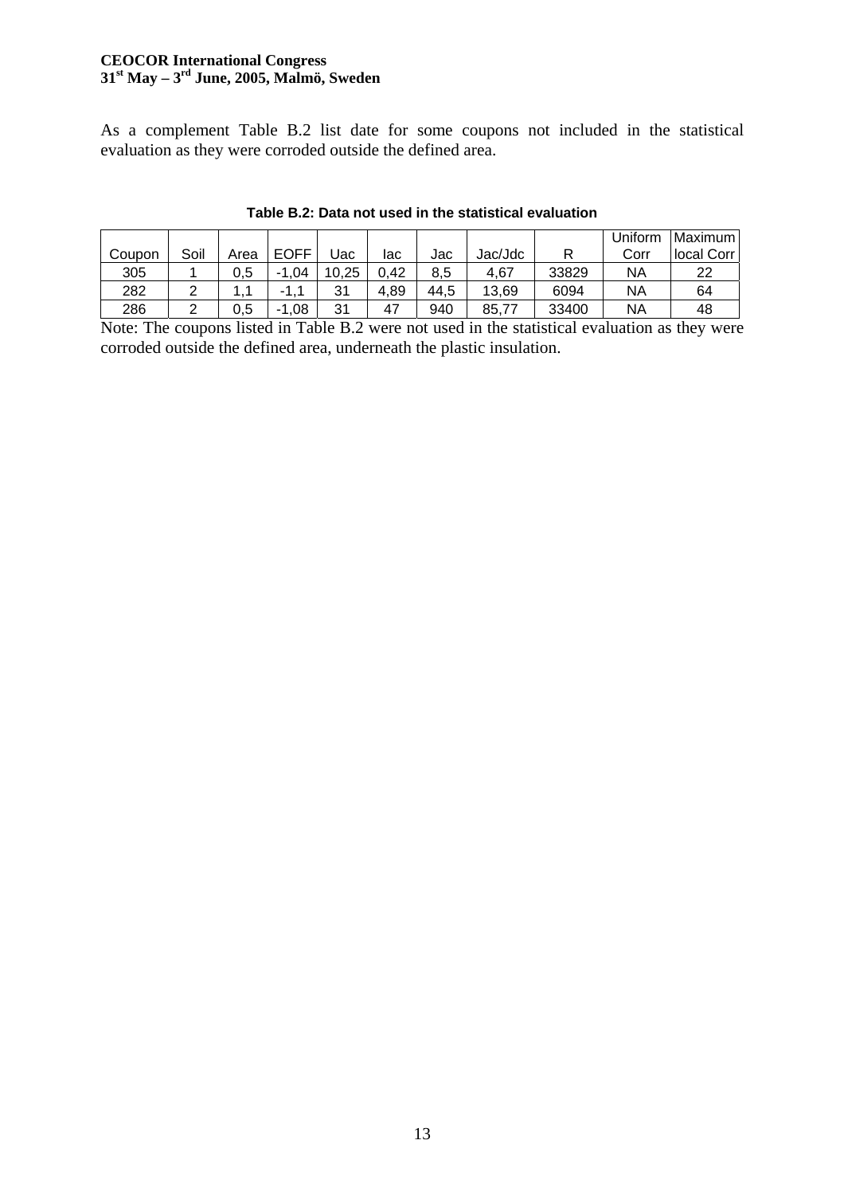As a complement Table B.2 list date for some coupons not included in the statistical evaluation as they were corroded outside the defined area.

**Table B.2: Data not used in the statistical evaluation**

| Coupon | Soil | Area | EOFF | Uac | Iac | Jac | Jac/Jdc | R | Uniform Corr | Maximum local Corr |
|---|---|---|---|---|---|---|---|---|---|---|
| 305 | 1 | 0,5 | -1,04 | 10,25 | 0,42 | 8,5 | 4,67 | 33829 | NA | 22 |
| 282 | 2 | 1,1 | -1,1 | 31 | 4,89 | 44,5 | 13,69 | 6094 | NA | 64 |
| 286 | 2 | 0,5 | -1,08 | 31 | 47 | 940 | 85,77 | 33400 | NA | 48 |

Note: The coupons listed in Table B.2 were not used in the statistical evaluation as they were corroded outside the defined area, underneath the plastic insulation.